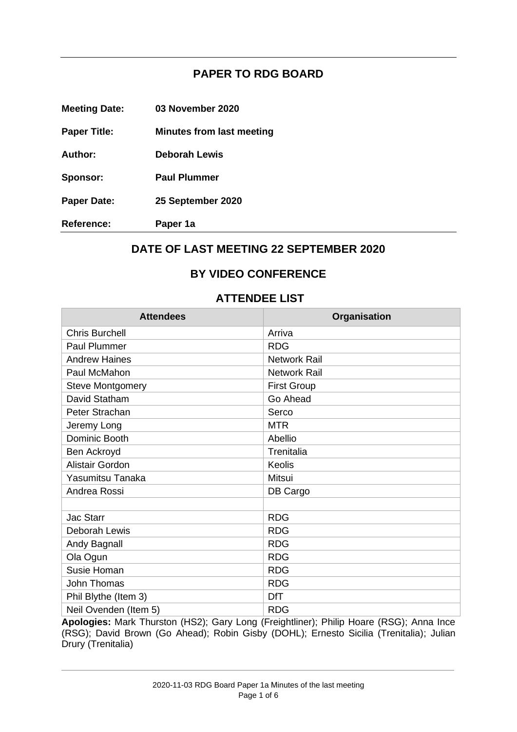## PAPER TO RDG BOARD

**Meeting Date:** **03 November 2020**

**Paper Title:** **Minutes from last meeting**

**Author:** **Deborah Lewis**

**Sponsor:** **Paul Plummer**

**Paper Date:** **25 September 2020**

**Reference:** **Paper 1a**

## DATE OF LAST MEETING 22 SEPTEMBER 2020

## BY VIDEO CONFERENCE

## ATTENDEE LIST

| Attendees | Organisation |
|---|---|
| Chris Burchell | Arriva |
| Paul Plummer | RDG |
| Andrew Haines | Network Rail |
| Paul McMahon | Network Rail |
| Steve Montgomery | First Group |
| David Statham | Go Ahead |
| Peter Strachan | Serco |
| Jeremy Long | MTR |
| Dominic Booth | Abellio |
| Ben Ackroyd | Trenitalia |
| Alistair Gordon | Keolis |
| Yasumitsu Tanaka | Mitsui |
| Andrea Rossi | DB Cargo |
| | |
| Jac Starr | RDG |
| Deborah Lewis | RDG |
| Andy Bagnall | RDG |
| Ola Ogun | RDG |
| Susie Homan | RDG |
| John Thomas | RDG |
| Phil Blythe (Item 3) | DfT |
| Neil Ovenden (Item 5) | RDG |

**Apologies:** Mark Thurston (HS2); Gary Long (Freightliner); Philip Hoare (RSG); Anna Ince (RSG); David Brown (Go Ahead); Robin Gisby (DOHL); Ernesto Sicilia (Trenitalia); Julian Drury (Trenitalia)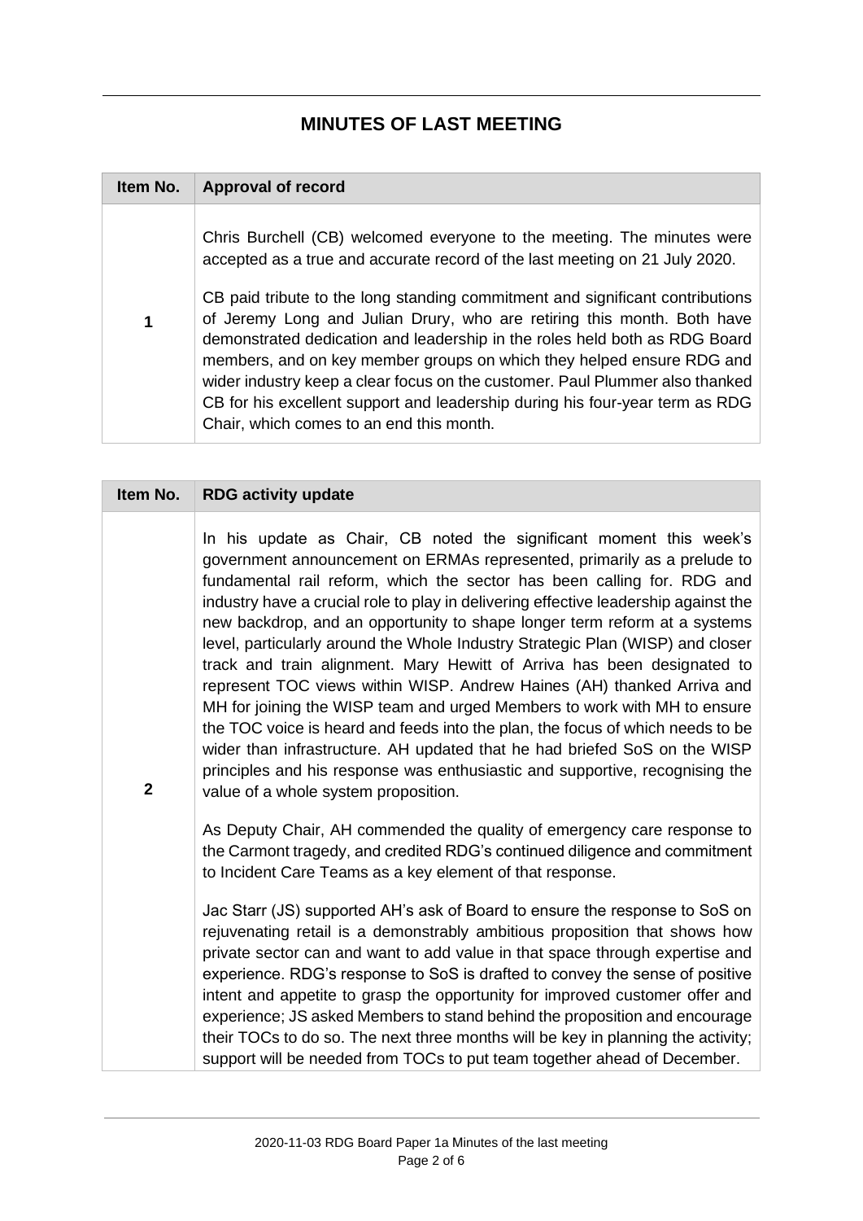## MINUTES OF LAST MEETING

| Item No. | Approval of record |
|---|---|
| 1 | Chris Burchell (CB) welcomed everyone to the meeting. The minutes were accepted as a true and accurate record of the last meeting on 21 July 2020.<br><br>CB paid tribute to the long standing commitment and significant contributions of Jeremy Long and Julian Drury, who are retiring this month. Both have demonstrated dedication and leadership in the roles held both as RDG Board members, and on key member groups on which they helped ensure RDG and wider industry keep a clear focus on the customer. Paul Plummer also thanked CB for his excellent support and leadership during his four-year term as RDG Chair, which comes to an end this month. |

| Item No. | RDG activity update |
|---|---|
| 2 | In his update as Chair, CB noted the significant moment this week's government announcement on ERMAs represented, primarily as a prelude to fundamental rail reform, which the sector has been calling for. RDG and industry have a crucial role to play in delivering effective leadership against the new backdrop, and an opportunity to shape longer term reform at a systems level, particularly around the Whole Industry Strategic Plan (WISP) and closer track and train alignment. Mary Hewitt of Arriva has been designated to represent TOC views within WISP. Andrew Haines (AH) thanked Arriva and MH for joining the WISP team and urged Members to work with MH to ensure the TOC voice is heard and feeds into the plan, the focus of which needs to be wider than infrastructure. AH updated that he had briefed SoS on the WISP principles and his response was enthusiastic and supportive, recognising the value of a whole system proposition.<br><br>As Deputy Chair, AH commended the quality of emergency care response to the Carmont tragedy, and credited RDG's continued diligence and commitment to Incident Care Teams as a key element of that response.<br><br>Jac Starr (JS) supported AH's ask of Board to ensure the response to SoS on rejuvenating retail is a demonstrably ambitious proposition that shows how private sector can and want to add value in that space through expertise and experience. RDG's response to SoS is drafted to convey the sense of positive intent and appetite to grasp the opportunity for improved customer offer and experience; JS asked Members to stand behind the proposition and encourage their TOCs to do so. The next three months will be key in planning the activity; support will be needed from TOCs to put team together ahead of December. |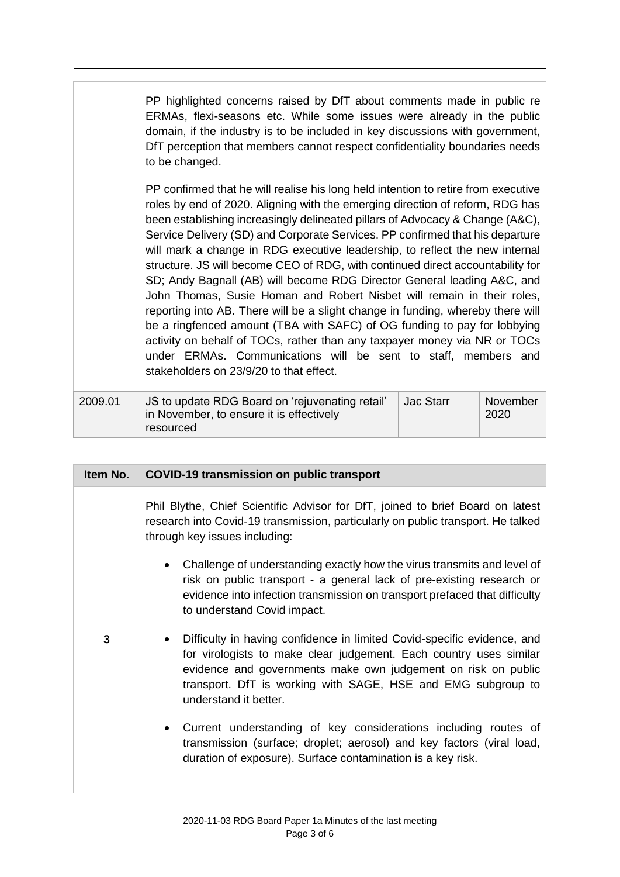| | | | |
|---|---|---|---|
| | PP highlighted concerns raised by DfT about comments made in public re ERMAs, flexi-seasons etc. While some issues were already in the public domain, if the industry is to be included in key discussions with government, DfT perception that members cannot respect confidentiality boundaries needs to be changed.<br><br>PP confirmed that he will realise his long held intention to retire from executive roles by end of 2020. Aligning with the emerging direction of reform, RDG has been establishing increasingly delineated pillars of Advocacy & Change (A&C), Service Delivery (SD) and Corporate Services. PP confirmed that his departure will mark a change in RDG executive leadership, to reflect the new internal structure. JS will become CEO of RDG, with continued direct accountability for SD; Andy Bagnall (AB) will become RDG Director General leading A&C, and John Thomas, Susie Homan and Robert Nisbet will remain in their roles, reporting into AB. There will be a slight change in funding, whereby there will be a ringfenced amount (TBA with SAFC) of OG funding to pay for lobbying activity on behalf of TOCs, rather than any taxpayer money via NR or TOCs under ERMAs. Communications will be sent to staff, members and stakeholders on 23/9/20 to that effect. | | |
| 2009.01 | JS to update RDG Board on 'rejuvenating retail' in November, to ensure it is effectively resourced | Jac Starr | November 2020 |

| Item No. | COVID-19 transmission on public transport |
|---|---|
| 3 | Phil Blythe, Chief Scientific Advisor for DfT, joined to brief Board on latest research into Covid-19 transmission, particularly on public transport. He talked through key issues including:<br><br>• Challenge of understanding exactly how the virus transmits and level of risk on public transport - a general lack of pre-existing research or evidence into infection transmission on transport prefaced that difficulty to understand Covid impact.<br><br>• Difficulty in having confidence in limited Covid-specific evidence, and for virologists to make clear judgement. Each country uses similar evidence and governments make own judgement on risk on public transport. DfT is working with SAGE, HSE and EMG subgroup to understand it better.<br><br>• Current understanding of key considerations including routes of transmission (surface; droplet; aerosol) and key factors (viral load, duration of exposure). Surface contamination is a key risk. |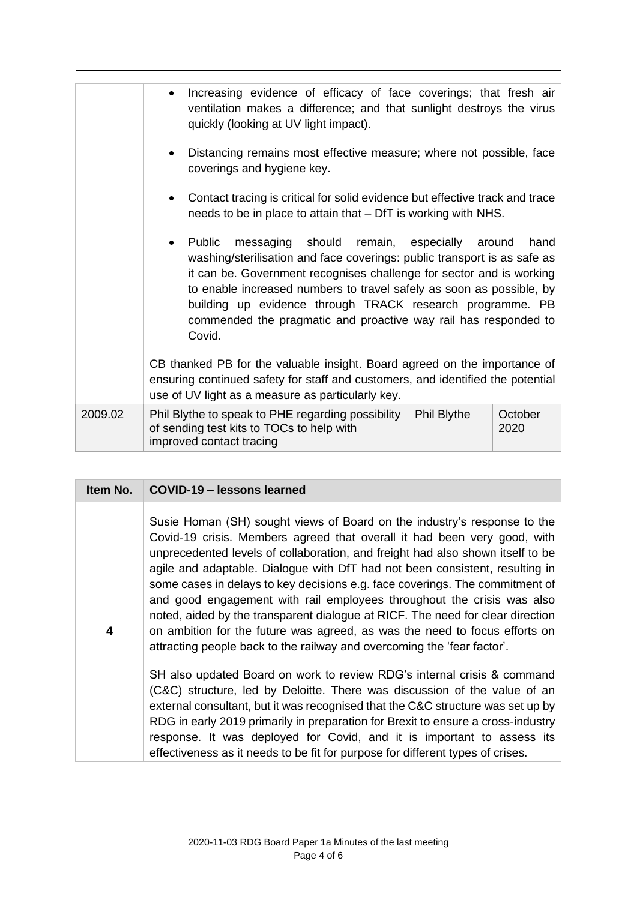| | | | |
|---|---|---|---|
| | • Increasing evidence of efficacy of face coverings; that fresh air ventilation makes a difference; and that sunlight destroys the virus quickly (looking at UV light impact).<br><br>• Distancing remains most effective measure; where not possible, face coverings and hygiene key.<br><br>• Contact tracing is critical for solid evidence but effective track and trace needs to be in place to attain that – DfT is working with NHS.<br><br>• Public messaging should remain, especially around hand washing/sterilisation and face coverings: public transport is as safe as it can be. Government recognises challenge for sector and is working to enable increased numbers to travel safely as soon as possible, by building up evidence through TRACK research programme. PB commended the pragmatic and proactive way rail has responded to Covid.<br><br>CB thanked PB for the valuable insight. Board agreed on the importance of ensuring continued safety for staff and customers, and identified the potential use of UV light as a measure as particularly key. | | |
| 2009.02 | Phil Blythe to speak to PHE regarding possibility of sending test kits to TOCs to help with improved contact tracing | Phil Blythe | October 2020 |

| Item No. | COVID-19 – lessons learned |
|---|---|
| 4 | Susie Homan (SH) sought views of Board on the industry's response to the Covid-19 crisis. Members agreed that overall it had been very good, with unprecedented levels of collaboration, and freight had also shown itself to be agile and adaptable. Dialogue with DfT had not been consistent, resulting in some cases in delays to key decisions e.g. face coverings. The commitment of and good engagement with rail employees throughout the crisis was also noted, aided by the transparent dialogue at RICF. The need for clear direction on ambition for the future was agreed, as was the need to focus efforts on attracting people back to the railway and overcoming the 'fear factor'.<br><br>SH also updated Board on work to review RDG's internal crisis & command (C&C) structure, led by Deloitte. There was discussion of the value of an external consultant, but it was recognised that the C&C structure was set up by RDG in early 2019 primarily in preparation for Brexit to ensure a cross-industry response. It was deployed for Covid, and it is important to assess its effectiveness as it needs to be fit for purpose for different types of crises. |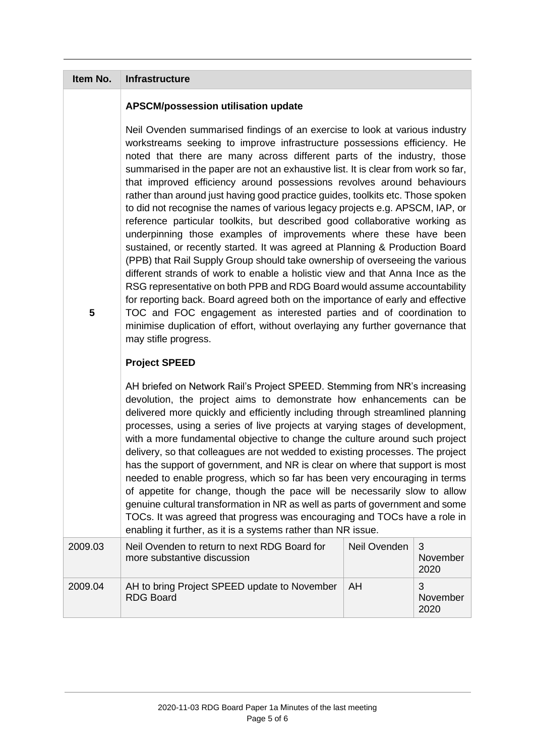| Item No. | Infrastructure | | |
|---|---|---|---|
| 5 | **APSCM/possession utilisation update**<br><br>Neil Ovenden summarised findings of an exercise to look at various industry workstreams seeking to improve infrastructure possessions efficiency. He noted that there are many across different parts of the industry, those summarised in the paper are not an exhaustive list. It is clear from work so far, that improved efficiency around possessions revolves around behaviours rather than around just having good practice guides, toolkits etc. Those spoken to did not recognise the names of various legacy projects e.g. APSCM, IAP, or reference particular toolkits, but described good collaborative working as underpinning those examples of improvements where these have been sustained, or recently started. It was agreed at Planning & Production Board (PPB) that Rail Supply Group should take ownership of overseeing the various different strands of work to enable a holistic view and that Anna Ince as the RSG representative on both PPB and RDG Board would assume accountability for reporting back. Board agreed both on the importance of early and effective TOC and FOC engagement as interested parties and of coordination to minimise duplication of effort, without overlaying any further governance that may stifle progress.<br><br>**Project SPEED**<br><br>AH briefed on Network Rail's Project SPEED. Stemming from NR's increasing devolution, the project aims to demonstrate how enhancements can be delivered more quickly and efficiently including through streamlined planning processes, using a series of live projects at varying stages of development, with a more fundamental objective to change the culture around such project delivery, so that colleagues are not wedded to existing processes. The project has the support of government, and NR is clear on where that support is most needed to enable progress, which so far has been very encouraging in terms of appetite for change, though the pace will be necessarily slow to allow genuine cultural transformation in NR as well as parts of government and some TOCs. It was agreed that progress was encouraging and TOCs have a role in enabling it further, as it is a systems rather than NR issue. | | |
| 2009.03 | Neil Ovenden to return to next RDG Board for more substantive discussion | Neil Ovenden | 3 November 2020 |
| 2009.04 | AH to bring Project SPEED update to November RDG Board | AH | 3 November 2020 |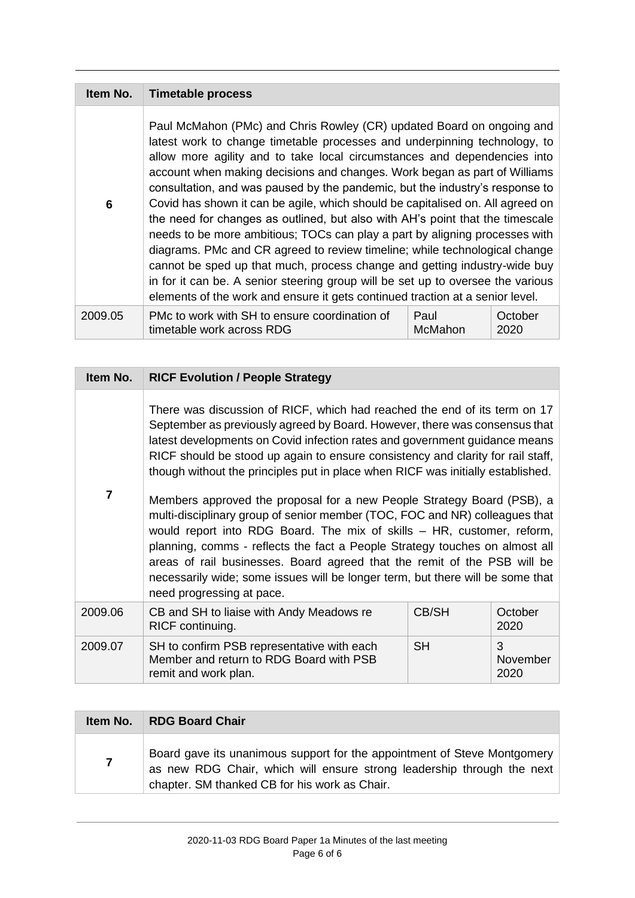| Item No. | Timetable process | | |
|---|---|---|---|
| 6 | Paul McMahon (PMc) and Chris Rowley (CR) updated Board on ongoing and latest work to change timetable processes and underpinning technology, to allow more agility and to take local circumstances and dependencies into account when making decisions and changes. Work began as part of Williams consultation, and was paused by the pandemic, but the industry's response to Covid has shown it can be agile, which should be capitalised on. All agreed on the need for changes as outlined, but also with AH's point that the timescale needs to be more ambitious; TOCs can play a part by aligning processes with diagrams. PMc and CR agreed to review timeline; while technological change cannot be sped up that much, process change and getting industry-wide buy in for it can be. A senior steering group will be set up to oversee the various elements of the work and ensure it gets continued traction at a senior level. | | |
| 2009.05 | PMc to work with SH to ensure coordination of timetable work across RDG | Paul McMahon | October 2020 |

| Item No. | RICF Evolution / People Strategy | | |
|---|---|---|---|
| 7 | There was discussion of RICF, which had reached the end of its term on 17 September as previously agreed by Board. However, there was consensus that latest developments on Covid infection rates and government guidance means RICF should be stood up again to ensure consistency and clarity for rail staff, though without the principles put in place when RICF was initially established.<br><br>Members approved the proposal for a new People Strategy Board (PSB), a multi-disciplinary group of senior member (TOC, FOC and NR) colleagues that would report into RDG Board. The mix of skills – HR, customer, reform, planning, comms - reflects the fact a People Strategy touches on almost all areas of rail businesses. Board agreed that the remit of the PSB will be necessarily wide; some issues will be longer term, but there will be some that need progressing at pace. | | |
| 2009.06 | CB and SH to liaise with Andy Meadows re RICF continuing. | CB/SH | October 2020 |
| 2009.07 | SH to confirm PSB representative with each Member and return to RDG Board with PSB remit and work plan. | SH | 3 November 2020 |

| Item No. | RDG Board Chair |
|---|---|
| 7 | Board gave its unanimous support for the appointment of Steve Montgomery as new RDG Chair, which will ensure strong leadership through the next chapter. SM thanked CB for his work as Chair. |

2020-11-03 RDG Board Paper 1a Minutes of the last meeting